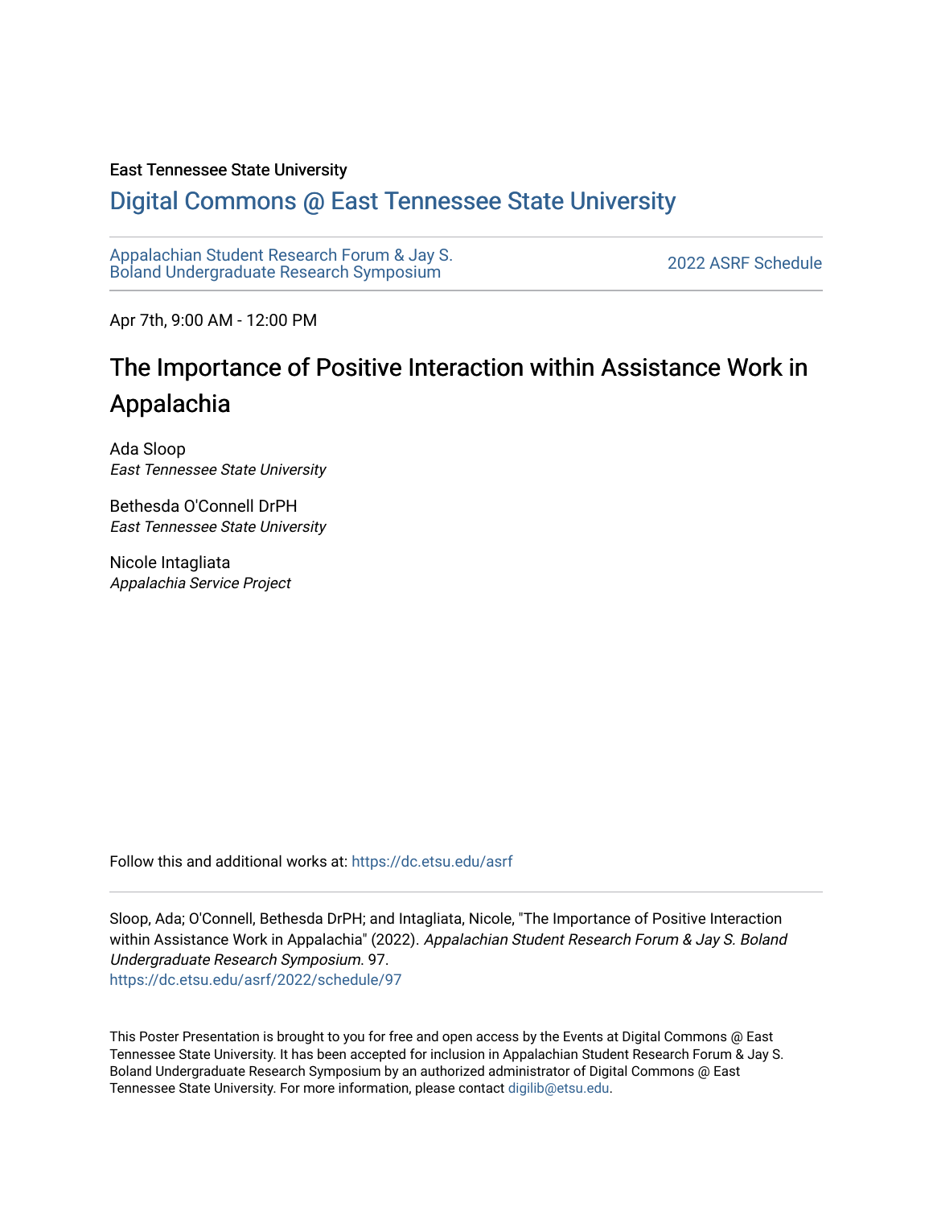East Tennessee State University

# Digital Commons @ East Tennessee State University

Appalachian Student Research Forum & Jay S. Boland Undergraduate Research Symposium

2022 ASRF Schedule

Apr 7th, 9:00 AM - 12:00 PM

## The Importance of Positive Interaction within Assistance Work in Appalachia

Ada Sloop
*East Tennessee State University*

Bethesda O'Connell DrPH
*East Tennessee State University*

Nicole Intagliata
*Appalachia Service Project*

Follow this and additional works at: https://dc.etsu.edu/asrf

Sloop, Ada; O'Connell, Bethesda DrPH; and Intagliata, Nicole, "The Importance of Positive Interaction within Assistance Work in Appalachia" (2022). *Appalachian Student Research Forum & Jay S. Boland Undergraduate Research Symposium*. 97.
https://dc.etsu.edu/asrf/2022/schedule/97

This Poster Presentation is brought to you for free and open access by the Events at Digital Commons @ East Tennessee State University. It has been accepted for inclusion in Appalachian Student Research Forum & Jay S. Boland Undergraduate Research Symposium by an authorized administrator of Digital Commons @ East Tennessee State University. For more information, please contact digilib@etsu.edu.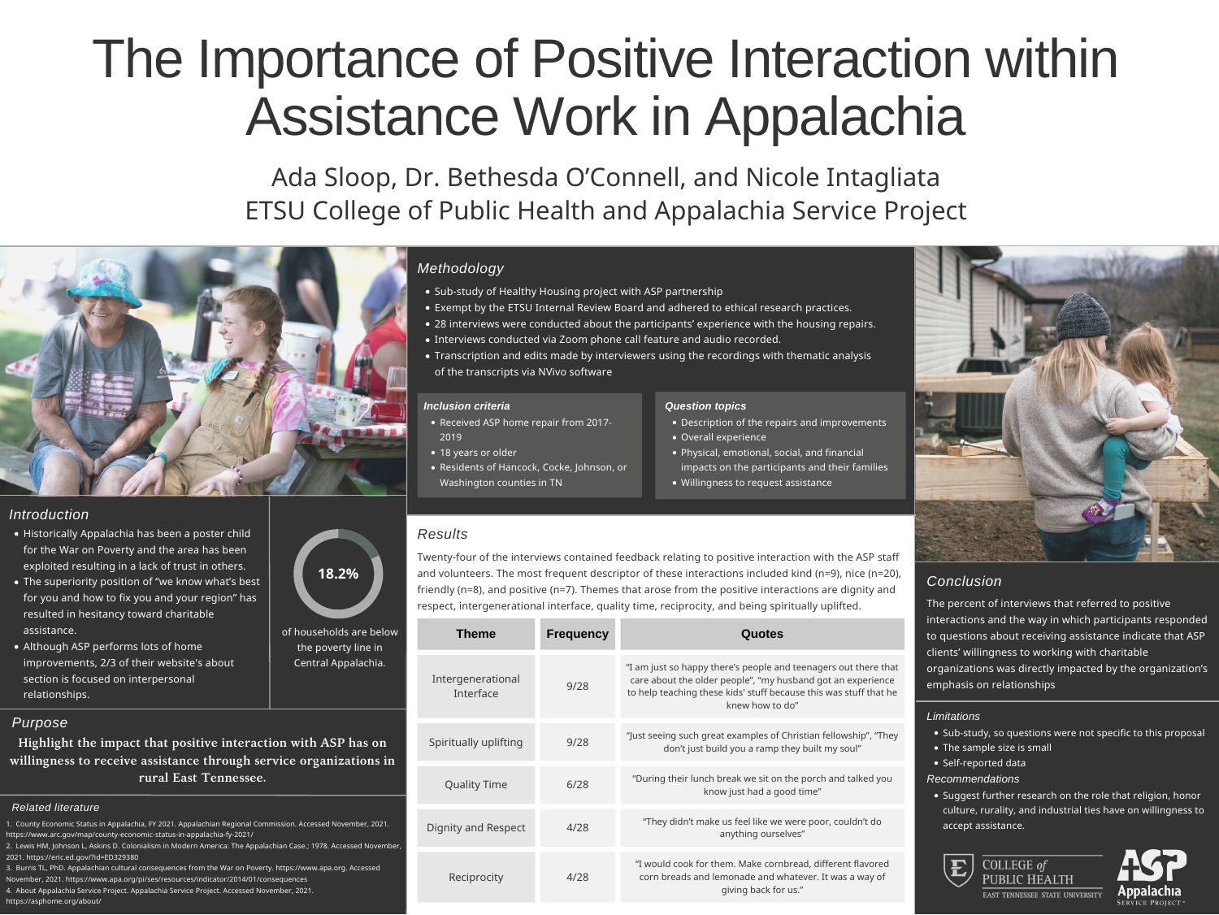# The Importance of Positive Interaction within Assistance Work in Appalachia

Ada Sloop, Dr. Bethesda O'Connell, and Nicole Intagliata
ETSU College of Public Health and Appalachia Service Project

## Introduction

- Historically Appalachia has been a poster child for the War on Poverty and the area has been exploited resulting in a lack of trust in others.
- The superiority position of "we know what's best for you and how to fix you and your region" has resulted in hesitancy toward charitable assistance.
- Although ASP performs lots of home improvements, 2/3 of their website's about section is focused on interpersonal relationships.

18.2%

of households are below the poverty line in Central Appalachia.

## Purpose

**Highlight the impact that positive interaction with ASP has on willingness to receive assistance through service organizations in rural East Tennessee.**

## Related literature

1. County Economic Status in Appalachia, FY 2021. Appalachian Regional Commission. Accessed November, 2021. https://www.arc.gov/map/county-economic-status-in-appalachia-fy-2021/
2. Lewis HM, Johnson L, Askins D. Colonialism in Modern America: The Appalachian Case.; 1978. Accessed November, 2021. https://eric.ed.gov/?id=ED329380
3. Burris TL, PhD. Appalachian cultural consequences from the War on Poverty. https://www.apa.org. Accessed November, 2021. https://www.apa.org/pi/ses/resources/indicator/2014/01/consequences
4. About Appalachia Service Project. Appalachia Service Project. Accessed November, 2021. https://asphome.org/about/

## Methodology

- Sub-study of Healthy Housing project with ASP partnership
- Exempt by the ETSU Internal Review Board and adhered to ethical research practices.
- 28 interviews were conducted about the participants' experience with the housing repairs.
- Interviews conducted via Zoom phone call feature and audio recorded.
- Transcription and edits made by interviewers using the recordings with thematic analysis of the transcripts via NVivo software

### Inclusion criteria

- Received ASP home repair from 2017-2019
- 18 years or older
- Residents of Hancock, Cocke, Johnson, or Washington counties in TN

### Question topics

- Description of the repairs and improvements
- Overall experience
- Physical, emotional, social, and financial impacts on the participants and their families
- Willingness to request assistance

## Results

Twenty-four of the interviews contained feedback relating to positive interaction with the ASP staff and volunteers. The most frequent descriptor of these interactions included kind (n=9), nice (n=20), friendly (n=8), and positive (n=7). Themes that arose from the positive interactions are dignity and respect, intergenerational interface, quality time, reciprocity, and being spiritually uplifted.

| Theme | Frequency | Quotes |
|---|---|---|
| Intergenerational Interface | 9/28 | "I am just so happy there's people and teenagers out there that care about the older people", "my husband got an experience to help teaching these kids' stuff because this was stuff that he knew how to do" |
| Spiritually uplifting | 9/28 | "Just seeing such great examples of Christian fellowship", "They don't just build you a ramp they built my soul" |
| Quality Time | 6/28 | "During their lunch break we sit on the porch and talked you know just had a good time" |
| Dignity and Respect | 4/28 | "They didn't make us feel like we were poor, couldn't do anything ourselves" |
| Reciprocity | 4/28 | "I would cook for them. Make cornbread, different flavored corn breads and lemonade and whatever. It was a way of giving back for us." |

## Conclusion

The percent of interviews that referred to positive interactions and the way in which participants responded to questions about receiving assistance indicate that ASP clients' willingness to working with charitable organizations was directly impacted by the organization's emphasis on relationships

### Limitations

- Sub-study, so questions were not specific to this proposal
- The sample size is small
- Self-reported data

### Recommendations

- Suggest further research on the role that religion, honor culture, rurality, and industrial ties have on willingness to accept assistance.

COLLEGE of PUBLIC HEALTH
EAST TENNESSEE STATE UNIVERSITY

ASP Appalachia Service Project